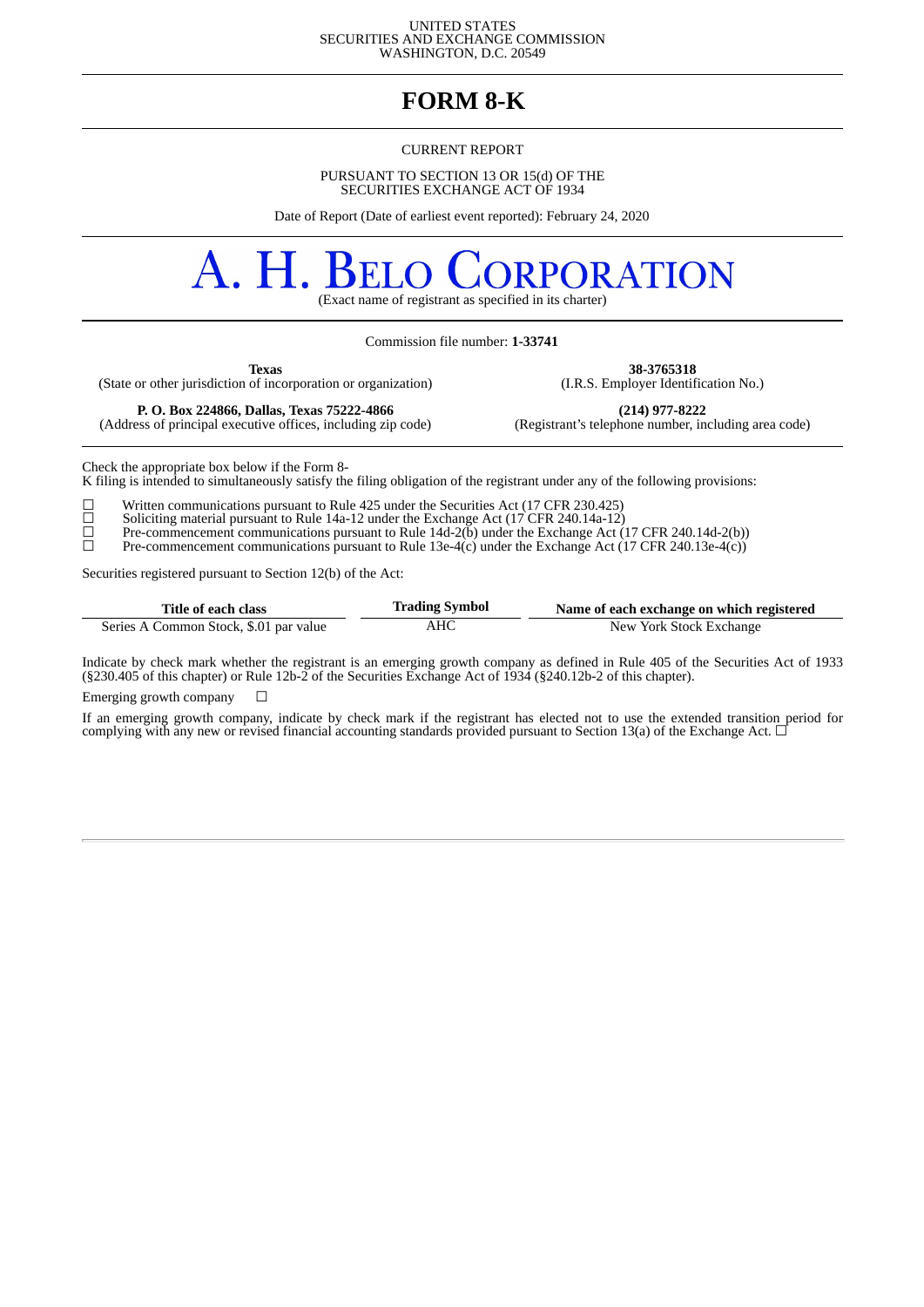UNITED STATES
SECURITIES AND EXCHANGE COMMISSION
WASHINGTON, D.C. 20549

# FORM 8-K

CURRENT REPORT

PURSUANT TO SECTION 13 OR 15(d) OF THE
SECURITIES EXCHANGE ACT OF 1934

Date of Report (Date of earliest event reported): February 24, 2020

# A. H. BELO CORPORATION

(Exact name of registrant as specified in its charter)

Commission file number: **1-33741**

| | |
|---|---|
| **Texas** | **38-3765318** |
| (State or other jurisdiction of incorporation or organization) | (I.R.S. Employer Identification No.) |
| **P. O. Box 224866, Dallas, Texas 75222-4866** | **(214) 977-8222** |
| (Address of principal executive offices, including zip code) | (Registrant's telephone number, including area code) |

Check the appropriate box below if the Form 8-K filing is intended to simultaneously satisfy the filing obligation of the registrant under any of the following provisions:

☐ Written communications pursuant to Rule 425 under the Securities Act (17 CFR 230.425)
☐ Soliciting material pursuant to Rule 14a-12 under the Exchange Act (17 CFR 240.14a-12)
☐ Pre-commencement communications pursuant to Rule 14d-2(b) under the Exchange Act (17 CFR 240.14d-2(b))
☐ Pre-commencement communications pursuant to Rule 13e-4(c) under the Exchange Act (17 CFR 240.13e-4(c))

Securities registered pursuant to Section 12(b) of the Act:

| Title of each class | Trading Symbol | Name of each exchange on which registered |
|---|---|---|
| Series A Common Stock, $.01 par value | AHC | New York Stock Exchange |

Indicate by check mark whether the registrant is an emerging growth company as defined in Rule 405 of the Securities Act of 1933 (§230.405 of this chapter) or Rule 12b-2 of the Securities Exchange Act of 1934 (§240.12b-2 of this chapter).

Emerging growth company ☐

If an emerging growth company, indicate by check mark if the registrant has elected not to use the extended transition period for complying with any new or revised financial accounting standards provided pursuant to Section 13(a) of the Exchange Act. ☐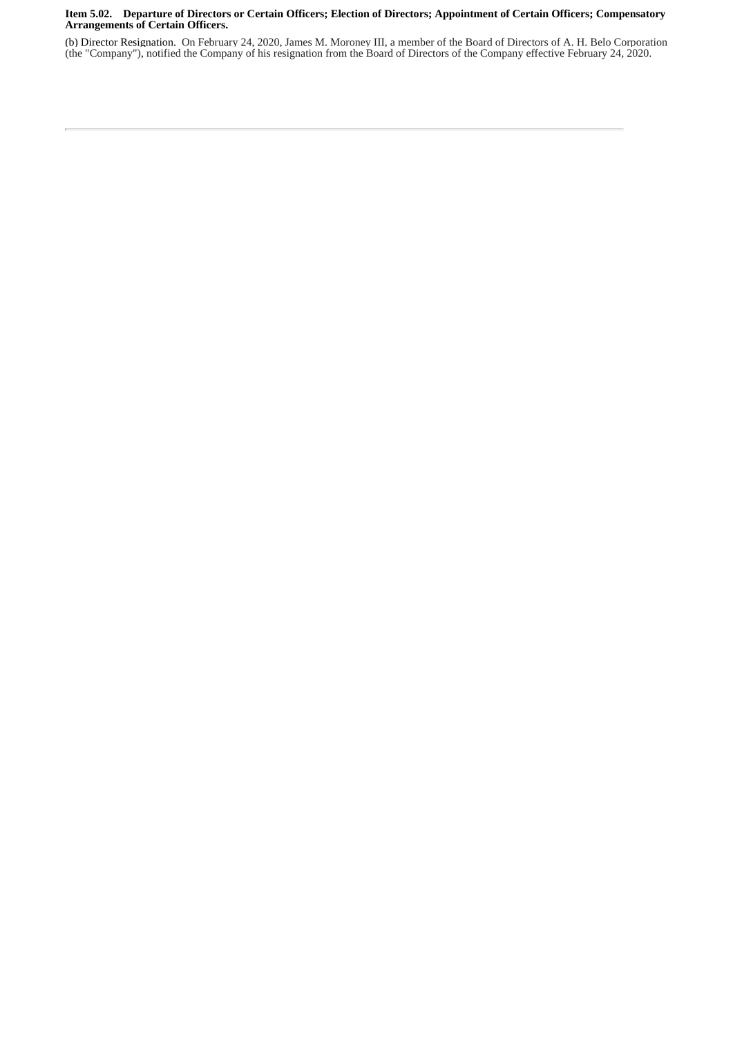**Item 5.02. Departure of Directors or Certain Officers; Election of Directors; Appointment of Certain Officers; Compensatory Arrangements of Certain Officers.**

(b) Director Resignation. On February 24, 2020, James M. Moroney III, a member of the Board of Directors of A. H. Belo Corporation (the "Company"), notified the Company of his resignation from the Board of Directors of the Company effective February 24, 2020.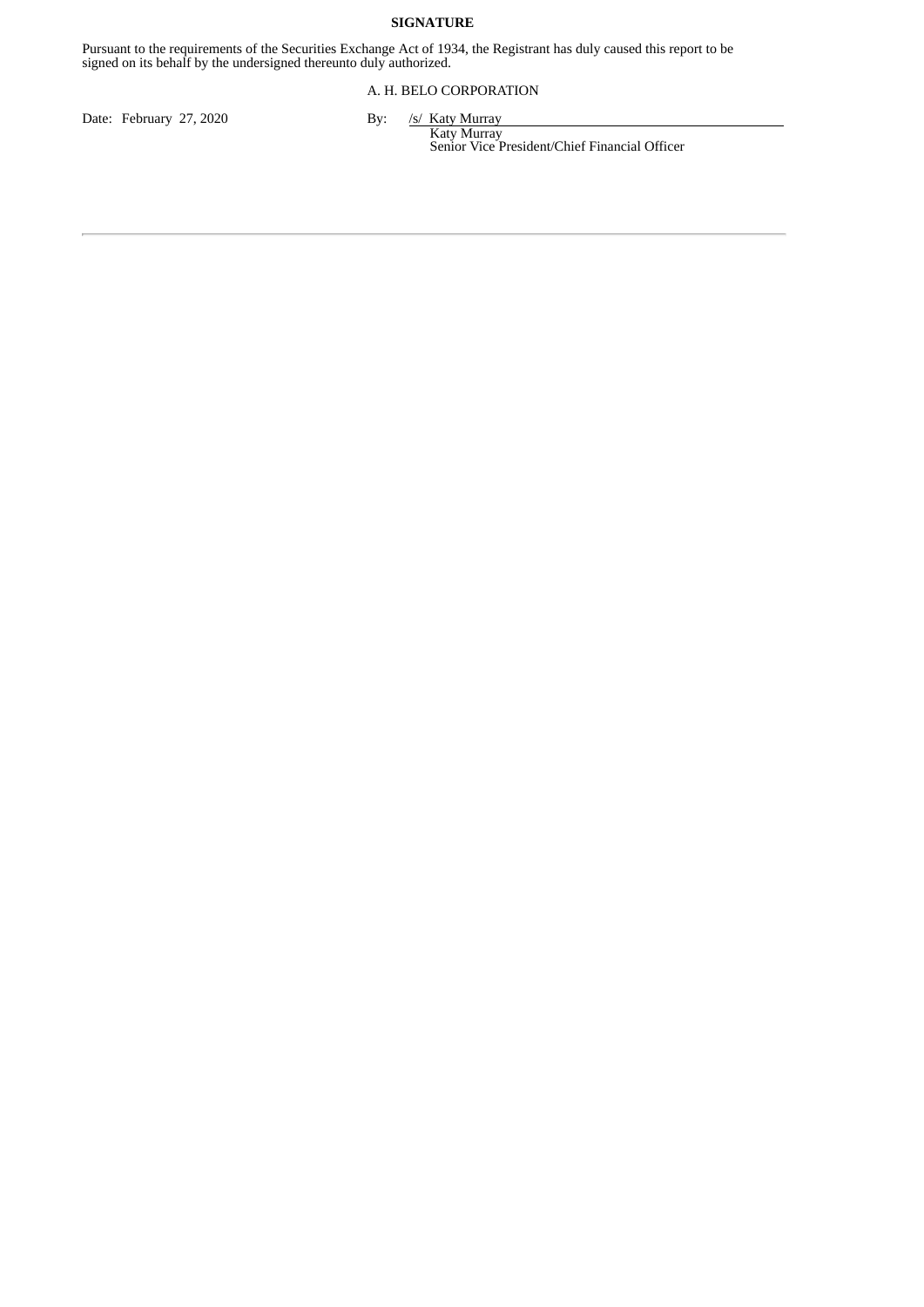**SIGNATURE**

Pursuant to the requirements of the Securities Exchange Act of 1934, the Registrant has duly caused this report to be signed on its behalf by the undersigned thereunto duly authorized.

A. H. BELO CORPORATION

Date: February 27, 2020

By: /s/ Katy Murray
Katy Murray
Senior Vice President/Chief Financial Officer